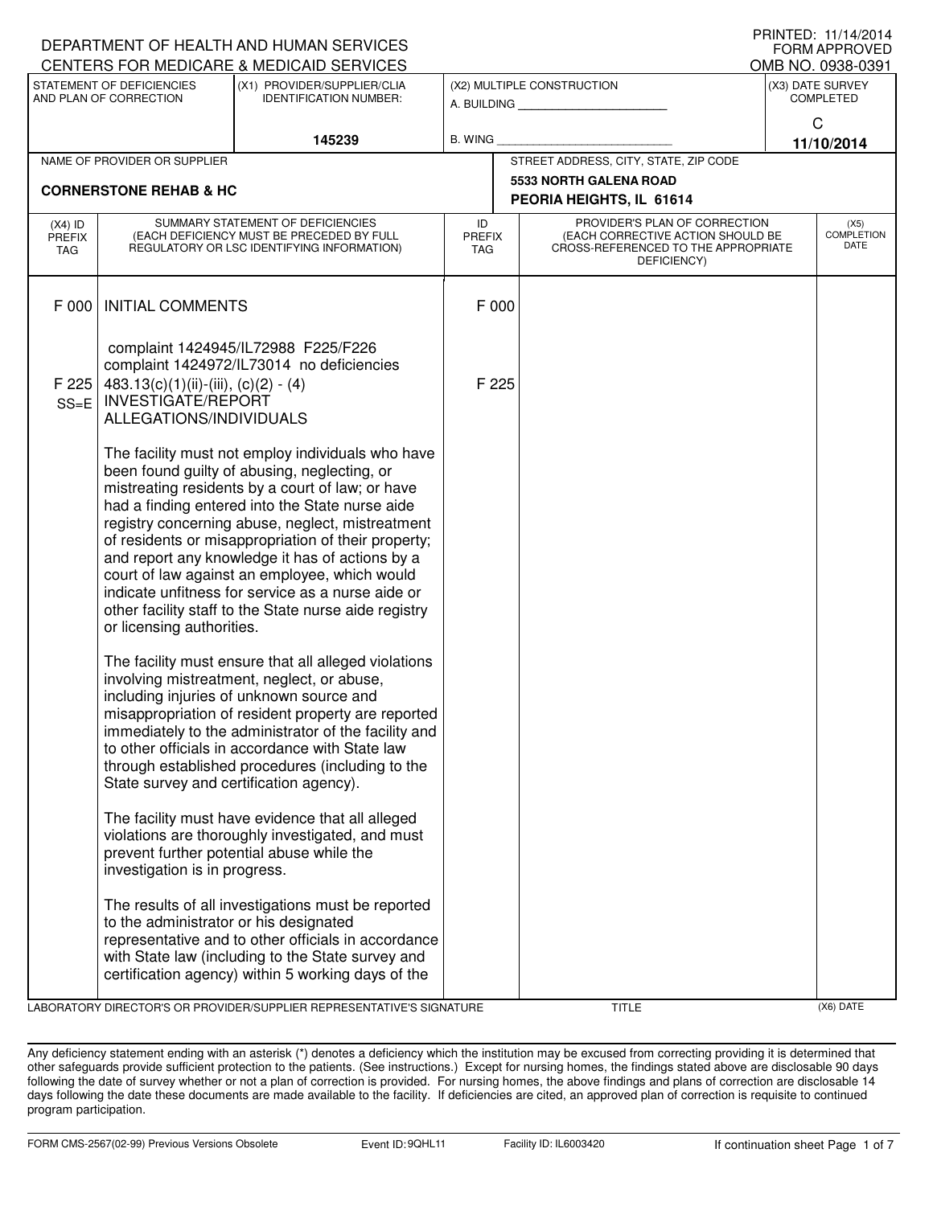DEPARTMENT OF HEALTH AND HUMAN SERVICES
CENTERS FOR MEDICARE & MEDICAID SERVICES

PRINTED: 11/14/2014
FORM APPROVED
OMB NO. 0938-0391

| STATEMENT OF DEFICIENCIES AND PLAN OF CORRECTION | (X1) PROVIDER/SUPPLIER/CLIA IDENTIFICATION NUMBER: | (X2) MULTIPLE CONSTRUCTION | (X3) DATE SURVEY COMPLETED |
|---|---|---|---|
| | 145239 | A. BUILDING ______ B. WING ______ | C 11/10/2014 |

| NAME OF PROVIDER OR SUPPLIER | STREET ADDRESS, CITY, STATE, ZIP CODE |
|---|---|
| CORNERSTONE REHAB & HC | 5533 NORTH GALENA ROAD PEORIA HEIGHTS, IL 61614 |

| (X4) ID PREFIX TAG | SUMMARY STATEMENT OF DEFICIENCIES (EACH DEFICIENCY MUST BE PRECEDED BY FULL REGULATORY OR LSC IDENTIFYING INFORMATION) | ID PREFIX TAG | PROVIDER'S PLAN OF CORRECTION (EACH CORRECTIVE ACTION SHOULD BE CROSS-REFERENCED TO THE APPROPRIATE DEFICIENCY) | (X5) COMPLETION DATE |
|---|---|---|---|---|
| F 000 | INITIAL COMMENTS | F 000 | | |
| | complaint 1424945/IL72988 F225/F226<br>complaint 1424972/IL73014 no deficiencies | | | |
| F 225 SS=E | 483.13(c)(1)(ii)-(iii), (c)(2) - (4) INVESTIGATE/REPORT ALLEGATIONS/INDIVIDUALS<br><br>The facility must not employ individuals who have been found guilty of abusing, neglecting, or mistreating residents by a court of law; or have had a finding entered into the State nurse aide registry concerning abuse, neglect, mistreatment of residents or misappropriation of their property; and report any knowledge it has of actions by a court of law against an employee, which would indicate unfitness for service as a nurse aide or other facility staff to the State nurse aide registry or licensing authorities.<br><br>The facility must ensure that all alleged violations involving mistreatment, neglect, or abuse, including injuries of unknown source and misappropriation of resident property are reported immediately to the administrator of the facility and to other officials in accordance with State law through established procedures (including to the State survey and certification agency).<br><br>The facility must have evidence that all alleged violations are thoroughly investigated, and must prevent further potential abuse while the investigation is in progress.<br><br>The results of all investigations must be reported to the administrator or his designated representative and to other officials in accordance with State law (including to the State survey and certification agency) within 5 working days of the | F 225 | | |

LABORATORY DIRECTOR'S OR PROVIDER/SUPPLIER REPRESENTATIVE'S SIGNATURE | TITLE | (X6) DATE

Any deficiency statement ending with an asterisk (*) denotes a deficiency which the institution may be excused from correcting providing it is determined that other safeguards provide sufficient protection to the patients. (See instructions.) Except for nursing homes, the findings stated above are disclosable 90 days following the date of survey whether or not a plan of correction is provided. For nursing homes, the above findings and plans of correction are disclosable 14 days following the date these documents are made available to the facility. If deficiencies are cited, an approved plan of correction is requisite to continued program participation.

FORM CMS-2567(02-99) Previous Versions Obsolete | Event ID: 9QHL11 | Facility ID: IL6003420 | If continuation sheet Page 1 of 7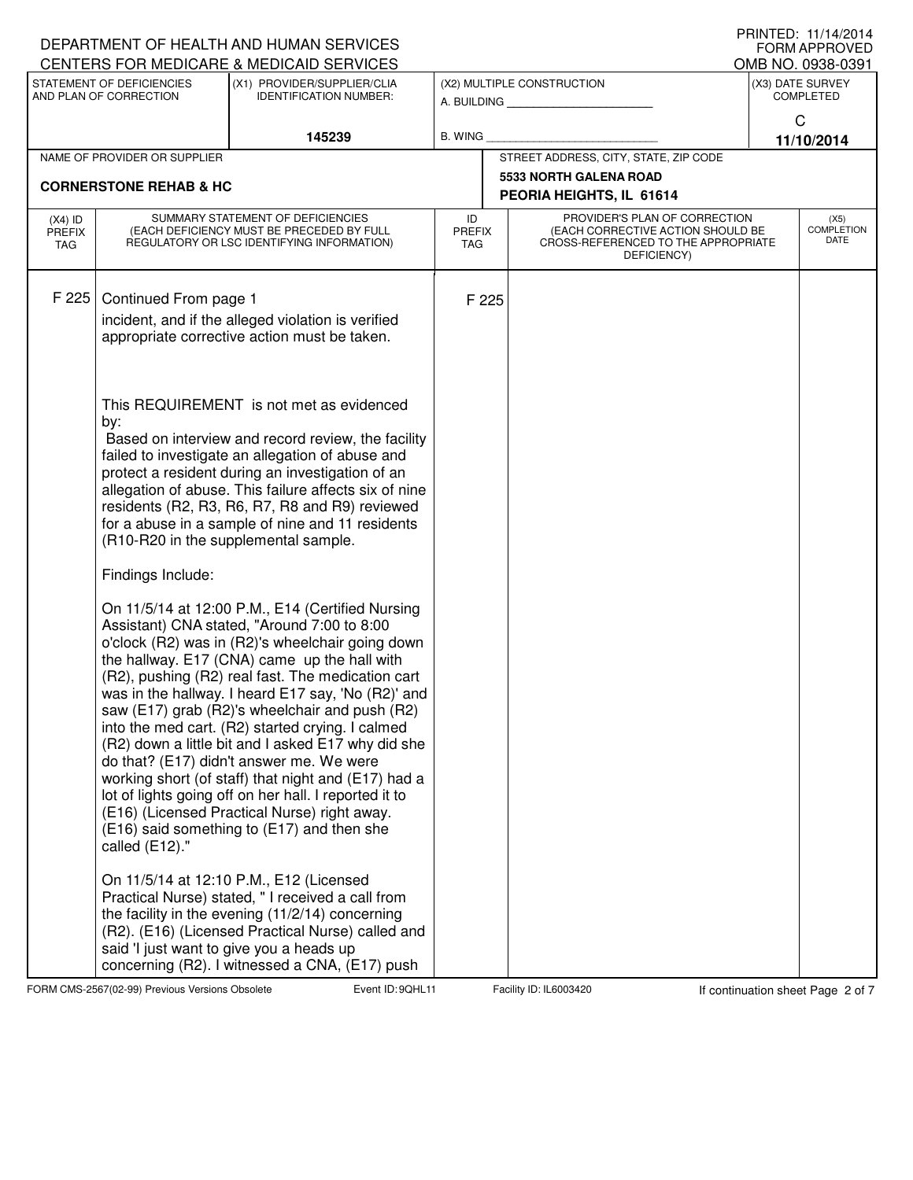DEPARTMENT OF HEALTH AND HUMAN SERVICES
CENTERS FOR MEDICARE & MEDICAID SERVICES

PRINTED: 11/14/2014
FORM APPROVED
OMB NO. 0938-0391

| STATEMENT OF DEFICIENCIES AND PLAN OF CORRECTION | (X1) PROVIDER/SUPPLIER/CLIA IDENTIFICATION NUMBER: | (X2) MULTIPLE CONSTRUCTION | (X3) DATE SURVEY COMPLETED |
|---|---|---|---|
| | 145239 | A. BUILDING ______ B. WING ______ | C 11/10/2014 |

| NAME OF PROVIDER OR SUPPLIER | STREET ADDRESS, CITY, STATE, ZIP CODE |
|---|---|
| CORNERSTONE REHAB & HC | 5533 NORTH GALENA ROAD PEORIA HEIGHTS, IL 61614 |

| (X4) ID PREFIX TAG | SUMMARY STATEMENT OF DEFICIENCIES (EACH DEFICIENCY MUST BE PRECEDED BY FULL REGULATORY OR LSC IDENTIFYING INFORMATION) | ID PREFIX TAG | PROVIDER'S PLAN OF CORRECTION (EACH CORRECTIVE ACTION SHOULD BE CROSS-REFERENCED TO THE APPROPRIATE DEFICIENCY) | (X5) COMPLETION DATE |
|---|---|---|---|---|
| F 225 | Continued From page 1 | F 225 | | |

incident, and if the alleged violation is verified appropriate corrective action must be taken.

This REQUIREMENT is not met as evidenced by:
Based on interview and record review, the facility failed to investigate an allegation of abuse and protect a resident during an investigation of an allegation of abuse. This failure affects six of nine residents (R2, R3, R6, R7, R8 and R9) reviewed for a abuse in a sample of nine and 11 residents (R10-R20 in the supplemental sample.

Findings Include:

On 11/5/14 at 12:00 P.M., E14 (Certified Nursing Assistant) CNA stated, "Around 7:00 to 8:00 o'clock (R2) was in (R2)'s wheelchair going down the hallway. E17 (CNA) came up the hall with (R2), pushing (R2) real fast. The medication cart was in the hallway. I heard E17 say, 'No (R2)' and saw (E17) grab (R2)'s wheelchair and push (R2) into the med cart. (R2) started crying. I calmed (R2) down a little bit and I asked E17 why did she do that? (E17) didn't answer me. We were working short (of staff) that night and (E17) had a lot of lights going off on her hall. I reported it to (E16) (Licensed Practical Nurse) right away. (E16) said something to (E17) and then she called (E12)."

On 11/5/14 at 12:10 P.M., E12 (Licensed Practical Nurse) stated, " I received a call from the facility in the evening (11/2/14) concerning (R2). (E16) (Licensed Practical Nurse) called and said 'I just want to give you a heads up concerning (R2). I witnessed a CNA, (E17) push

FORM CMS-2567(02-99) Previous Versions Obsolete Event ID: 9QHL11 Facility ID: IL6003420 If continuation sheet Page 2 of 7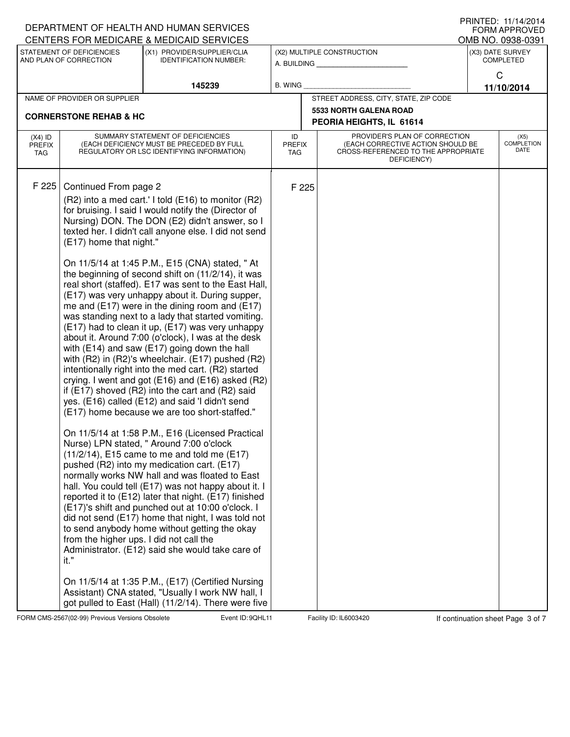DEPARTMENT OF HEALTH AND HUMAN SERVICES
CENTERS FOR MEDICARE & MEDICAID SERVICES

PRINTED: 11/14/2014
FORM APPROVED
OMB NO. 0938-0391

| STATEMENT OF DEFICIENCIES AND PLAN OF CORRECTION | (X1) PROVIDER/SUPPLIER/CLIA IDENTIFICATION NUMBER: | (X2) MULTIPLE CONSTRUCTION | (X3) DATE SURVEY COMPLETED |
|---|---|---|---|
| | 145239 | A. BUILDING ___ B. WING ___ | C 11/10/2014 |

| NAME OF PROVIDER OR SUPPLIER | STREET ADDRESS, CITY, STATE, ZIP CODE |
|---|---|
| CORNERSTONE REHAB & HC | 5533 NORTH GALENA ROAD PEORIA HEIGHTS, IL 61614 |

| (X4) ID PREFIX TAG | SUMMARY STATEMENT OF DEFICIENCIES (EACH DEFICIENCY MUST BE PRECEDED BY FULL REGULATORY OR LSC IDENTIFYING INFORMATION) | ID PREFIX TAG | PROVIDER'S PLAN OF CORRECTION (EACH CORRECTIVE ACTION SHOULD BE CROSS-REFERENCED TO THE APPROPRIATE DEFICIENCY) | (X5) COMPLETION DATE |
|---|---|---|---|---|
| F 225 | Continued From page 2 | F 225 | | |

(R2) into a med cart.' I told (E16) to monitor (R2) for bruising. I said I would notify the (Director of Nursing) DON. The DON (E2) didn't answer, so I texted her. I didn't call anyone else. I did not send (E17) home that night."

On 11/5/14 at 1:45 P.M., E15 (CNA) stated, " At the beginning of second shift on (11/2/14), it was real short (staffed). E17 was sent to the East Hall, (E17) was very unhappy about it. During supper, me and (E17) were in the dining room and (E17) was standing next to a lady that started vomiting. (E17) had to clean it up, (E17) was very unhappy about it. Around 7:00 (o'clock), I was at the desk with (E14) and saw (E17) going down the hall with (R2) in (R2)'s wheelchair. (E17) pushed (R2) intentionally right into the med cart. (R2) started crying. I went and got (E16) and (E16) asked (R2) if (E17) shoved (R2) into the cart and (R2) said yes. (E16) called (E12) and said 'I didn't send (E17) home because we are too short-staffed."

On 11/5/14 at 1:58 P.M., E16 (Licensed Practical Nurse) LPN stated, " Around 7:00 o'clock (11/2/14), E15 came to me and told me (E17) pushed (R2) into my medication cart. (E17) normally works NW hall and was floated to East hall. You could tell (E17) was not happy about it. I reported it to (E12) later that night. (E17) finished (E17)'s shift and punched out at 10:00 o'clock. I did not send (E17) home that night, I was told not to send anybody home without getting the okay from the higher ups. I did not call the Administrator. (E12) said she would take care of it."

On 11/5/14 at 1:35 P.M., (E17) (Certified Nursing Assistant) CNA stated, "Usually I work NW hall, I got pulled to East (Hall) (11/2/14). There were five

FORM CMS-2567(02-99) Previous Versions Obsolete    Event ID: 9QHL11    Facility ID: IL6003420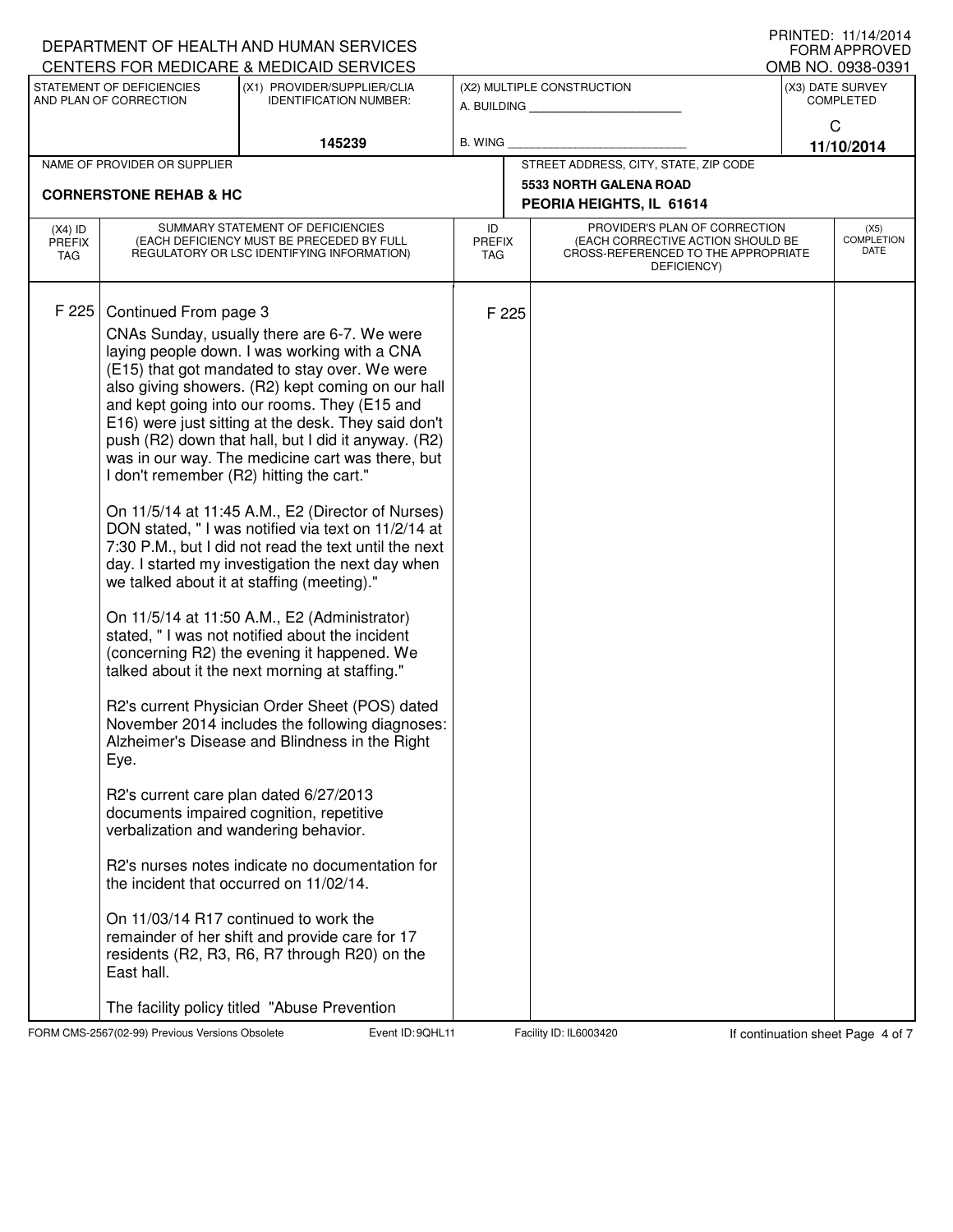DEPARTMENT OF HEALTH AND HUMAN SERVICES
CENTERS FOR MEDICARE & MEDICAID SERVICES

PRINTED: 11/14/2014
FORM APPROVED
OMB NO. 0938-0391

| STATEMENT OF DEFICIENCIES AND PLAN OF CORRECTION | (X1) PROVIDER/SUPPLIER/CLIA IDENTIFICATION NUMBER: | (X2) MULTIPLE CONSTRUCTION | (X3) DATE SURVEY COMPLETED |
|---|---|---|---|
| | 145239 | A. BUILDING ______ B. WING ______ | C 11/10/2014 |

| NAME OF PROVIDER OR SUPPLIER | STREET ADDRESS, CITY, STATE, ZIP CODE |
|---|---|
| CORNERSTONE REHAB & HC | 5533 NORTH GALENA ROAD PEORIA HEIGHTS, IL 61614 |

| (X4) ID PREFIX TAG | SUMMARY STATEMENT OF DEFICIENCIES (EACH DEFICIENCY MUST BE PRECEDED BY FULL REGULATORY OR LSC IDENTIFYING INFORMATION) | ID PREFIX TAG | PROVIDER'S PLAN OF CORRECTION (EACH CORRECTIVE ACTION SHOULD BE CROSS-REFERENCED TO THE APPROPRIATE DEFICIENCY) | (X5) COMPLETION DATE |
|---|---|---|---|---|
| F 225 | Continued From page 3 | F 225 | | |

CNAs Sunday, usually there are 6-7. We were laying people down. I was working with a CNA (E15) that got mandated to stay over. We were also giving showers. (R2) kept coming on our hall and kept going into our rooms. They (E15 and E16) were just sitting at the desk. They said don't push (R2) down that hall, but I did it anyway. (R2) was in our way. The medicine cart was there, but I don't remember (R2) hitting the cart."

On 11/5/14 at 11:45 A.M., E2 (Director of Nurses) DON stated, " I was notified via text on 11/2/14 at 7:30 P.M., but I did not read the text until the next day. I started my investigation the next day when we talked about it at staffing (meeting)."

On 11/5/14 at 11:50 A.M., E2 (Administrator) stated, " I was not notified about the incident (concerning R2) the evening it happened. We talked about it the next morning at staffing."

R2's current Physician Order Sheet (POS) dated November 2014 includes the following diagnoses: Alzheimer's Disease and Blindness in the Right Eye.

R2's current care plan dated 6/27/2013 documents impaired cognition, repetitive verbalization and wandering behavior.

R2's nurses notes indicate no documentation for the incident that occurred on 11/02/14.

On 11/03/14 R17 continued to work the remainder of her shift and provide care for 17 residents (R2, R3, R6, R7 through R20) on the East hall.

The facility policy titled "Abuse Prevention

FORM CMS-2567(02-99) Previous Versions Obsolete    Event ID: 9QHL11    Facility ID: IL6003420    If continuation sheet Page 4 of 7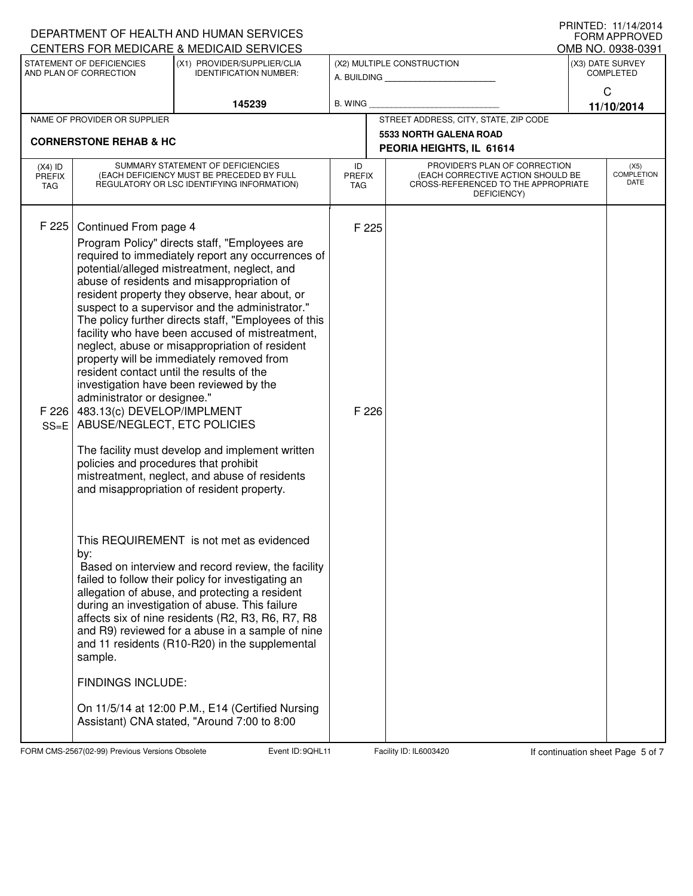DEPARTMENT OF HEALTH AND HUMAN SERVICES
CENTERS FOR MEDICARE & MEDICAID SERVICES

PRINTED: 11/14/2014
FORM APPROVED
OMB NO. 0938-0391

| STATEMENT OF DEFICIENCIES AND PLAN OF CORRECTION | (X1) PROVIDER/SUPPLIER/CLIA IDENTIFICATION NUMBER: | (X2) MULTIPLE CONSTRUCTION | (X3) DATE SURVEY COMPLETED |
|---|---|---|---|
| | 145239 | A. BUILDING ______ B. WING ______ | C 11/10/2014 |

| NAME OF PROVIDER OR SUPPLIER | STREET ADDRESS, CITY, STATE, ZIP CODE |
|---|---|
| CORNERSTONE REHAB & HC | 5533 NORTH GALENA ROAD PEORIA HEIGHTS, IL 61614 |

| (X4) ID PREFIX TAG | SUMMARY STATEMENT OF DEFICIENCIES (EACH DEFICIENCY MUST BE PRECEDED BY FULL REGULATORY OR LSC IDENTIFYING INFORMATION) | ID PREFIX TAG | PROVIDER'S PLAN OF CORRECTION (EACH CORRECTIVE ACTION SHOULD BE CROSS-REFERENCED TO THE APPROPRIATE DEFICIENCY) | (X5) COMPLETION DATE |
|---|---|---|---|---|
| F 225 | Continued From page 4<br>Program Policy" directs staff, "Employees are required to immediately report any occurrences of potential/alleged mistreatment, neglect, and abuse of residents and misappropriation of resident property they observe, hear about, or suspect to a supervisor and the administrator." The policy further directs staff, "Employees of this facility who have been accused of mistreatment, neglect, abuse or misappropriation of resident property will be immediately removed from resident contact until the results of the investigation have been reviewed by the administrator or designee." | F 225 | | |
| F 226 SS=E | 483.13(c) DEVELOP/IMPLMENT ABUSE/NEGLECT, ETC POLICIES<br><br>The facility must develop and implement written policies and procedures that prohibit mistreatment, neglect, and abuse of residents and misappropriation of resident property.<br><br>This REQUIREMENT is not met as evidenced by:<br>Based on interview and record review, the facility failed to follow their policy for investigating an allegation of abuse, and protecting a resident during an investigation of abuse. This failure affects six of nine residents (R2, R3, R6, R7, R8 and R9) reviewed for a abuse in a sample of nine and 11 residents (R10-R20) in the supplemental sample.<br><br>FINDINGS INCLUDE:<br><br>On 11/5/14 at 12:00 P.M., E14 (Certified Nursing Assistant) CNA stated, "Around 7:00 to 8:00 | F 226 | | |

FORM CMS-2567(02-99) Previous Versions Obsolete Event ID: 9QHL11 Facility ID: IL6003420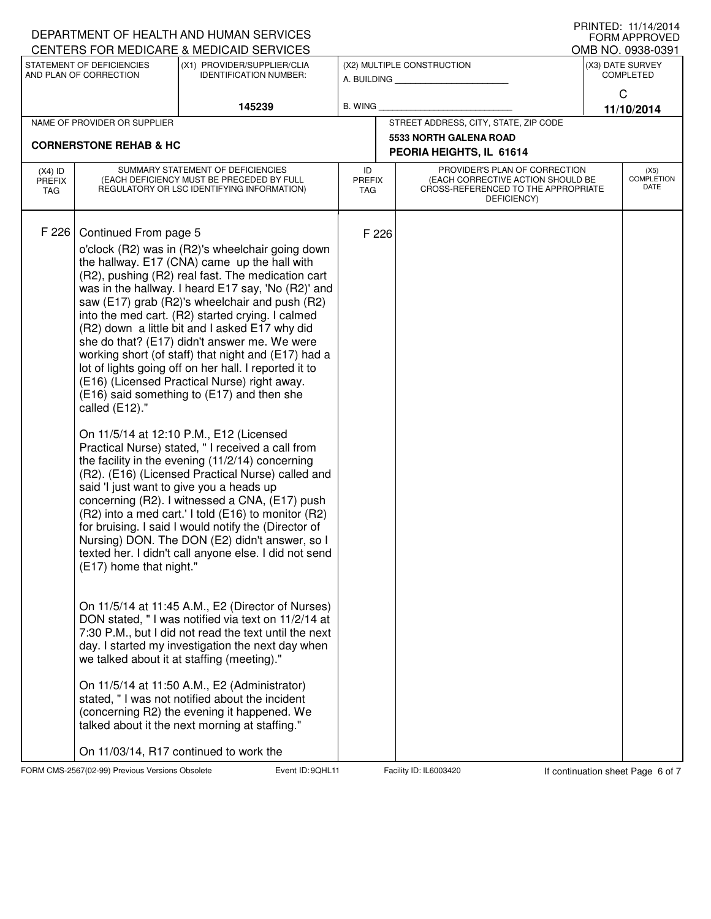DEPARTMENT OF HEALTH AND HUMAN SERVICES
CENTERS FOR MEDICARE & MEDICAID SERVICES

PRINTED: 11/14/2014
FORM APPROVED
OMB NO. 0938-0391

| STATEMENT OF DEFICIENCIES AND PLAN OF CORRECTION | (X1) PROVIDER/SUPPLIER/CLIA IDENTIFICATION NUMBER: | (X2) MULTIPLE CONSTRUCTION | (X3) DATE SURVEY COMPLETED |
|---|---|---|---|
| | 145239 | A. BUILDING ______ B. WING ______ | C 11/10/2014 |

| NAME OF PROVIDER OR SUPPLIER | STREET ADDRESS, CITY, STATE, ZIP CODE |
|---|---|
| CORNERSTONE REHAB & HC | 5533 NORTH GALENA ROAD PEORIA HEIGHTS, IL 61614 |

| (X4) ID PREFIX TAG | SUMMARY STATEMENT OF DEFICIENCIES (EACH DEFICIENCY MUST BE PRECEDED BY FULL REGULATORY OR LSC IDENTIFYING INFORMATION) | ID PREFIX TAG | PROVIDER'S PLAN OF CORRECTION (EACH CORRECTIVE ACTION SHOULD BE CROSS-REFERENCED TO THE APPROPRIATE DEFICIENCY) | (X5) COMPLETION DATE |
|---|---|---|---|---|
| F 226 | Continued From page 5 | F 226 | | |

o'clock (R2) was in (R2)'s wheelchair going down the hallway. E17 (CNA) came up the hall with (R2), pushing (R2) real fast. The medication cart was in the hallway. I heard E17 say, 'No (R2)' and saw (E17) grab (R2)'s wheelchair and push (R2) into the med cart. (R2) started crying. I calmed (R2) down a little bit and I asked E17 why did she do that? (E17) didn't answer me. We were working short (of staff) that night and (E17) had a lot of lights going off on her hall. I reported it to (E16) (Licensed Practical Nurse) right away. (E16) said something to (E17) and then she called (E12)."

On 11/5/14 at 12:10 P.M., E12 (Licensed Practical Nurse) stated, " I received a call from the facility in the evening (11/2/14) concerning (R2). (E16) (Licensed Practical Nurse) called and said 'I just want to give you a heads up concerning (R2). I witnessed a CNA, (E17) push (R2) into a med cart.' I told (E16) to monitor (R2) for bruising. I said I would notify the (Director of Nursing) DON. The DON (E2) didn't answer, so I texted her. I didn't call anyone else. I did not send (E17) home that night."

On 11/5/14 at 11:45 A.M., E2 (Director of Nurses) DON stated, " I was notified via text on 11/2/14 at 7:30 P.M., but I did not read the text until the next day. I started my investigation the next day when we talked about it at staffing (meeting)."

On 11/5/14 at 11:50 A.M., E2 (Administrator) stated, " I was not notified about the incident (concerning R2) the evening it happened. We talked about it the next morning at staffing."

On 11/03/14, R17 continued to work the

FORM CMS-2567(02-99) Previous Versions Obsolete | Event ID: 9QHL11 | Facility ID: IL6003420 | If continuation sheet Page 6 of 7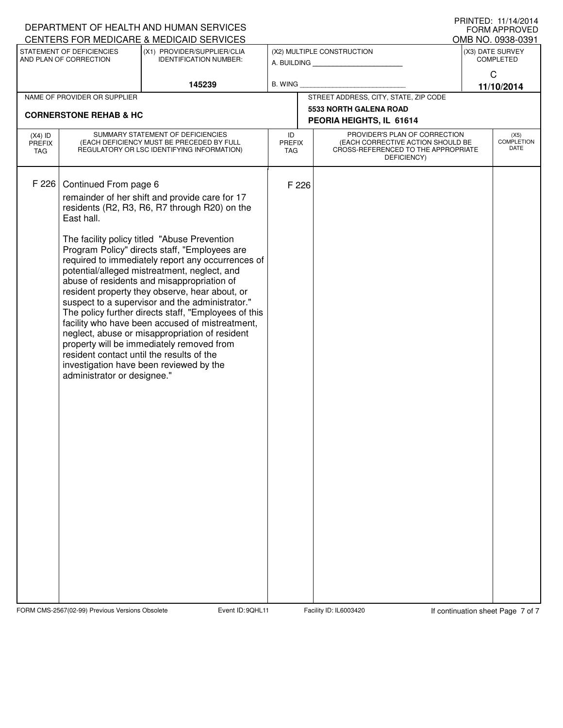DEPARTMENT OF HEALTH AND HUMAN SERVICES
CENTERS FOR MEDICARE & MEDICAID SERVICES

PRINTED: 11/14/2014
FORM APPROVED
OMB NO. 0938-0391

| STATEMENT OF DEFICIENCIES AND PLAN OF CORRECTION | (X1) PROVIDER/SUPPLIER/CLIA IDENTIFICATION NUMBER: | (X2) MULTIPLE CONSTRUCTION | (X3) DATE SURVEY COMPLETED |
|---|---|---|---|
| | 145239 | A. BUILDING ______ B. WING ______ | C 11/10/2014 |

| NAME OF PROVIDER OR SUPPLIER | STREET ADDRESS, CITY, STATE, ZIP CODE |
|---|---|
| CORNERSTONE REHAB & HC | 5533 NORTH GALENA ROAD PEORIA HEIGHTS, IL 61614 |

| (X4) ID PREFIX TAG | SUMMARY STATEMENT OF DEFICIENCIES (EACH DEFICIENCY MUST BE PRECEDED BY FULL REGULATORY OR LSC IDENTIFYING INFORMATION) | ID PREFIX TAG | PROVIDER'S PLAN OF CORRECTION (EACH CORRECTIVE ACTION SHOULD BE CROSS-REFERENCED TO THE APPROPRIATE DEFICIENCY) | (X5) COMPLETION DATE |
|---|---|---|---|---|
| F 226 | Continued From page 6<br>remainder of her shift and provide care for 17 residents (R2, R3, R6, R7 through R20) on the East hall.<br><br>The facility policy titled "Abuse Prevention Program Policy" directs staff, "Employees are required to immediately report any occurrences of potential/alleged mistreatment, neglect, and abuse of residents and misappropriation of resident property they observe, hear about, or suspect to a supervisor and the administrator." The policy further directs staff, "Employees of this facility who have been accused of mistreatment, neglect, abuse or misappropriation of resident property will be immediately removed from resident contact until the results of the investigation have been reviewed by the administrator or designee." | F 226 | | |

FORM CMS-2567(02-99) Previous Versions Obsolete Event ID: 9QHL11 Facility ID: IL6003420